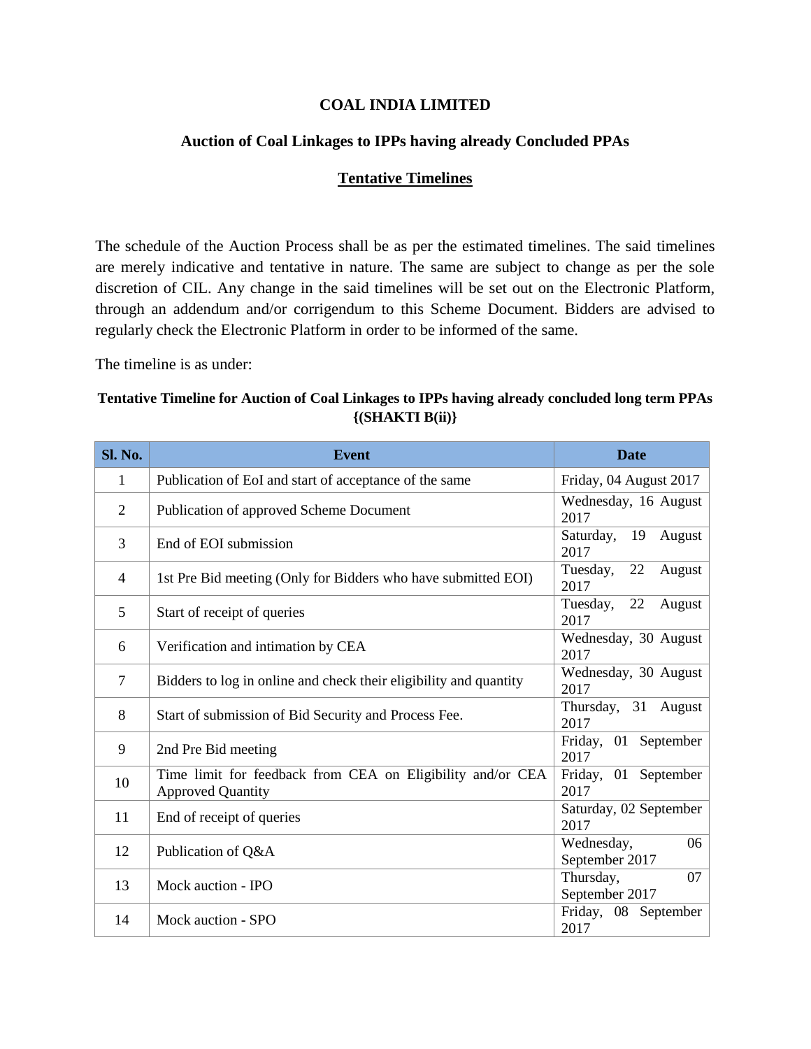# COAL INDIA LIMITED

## Auction of Coal Linkages to IPPs having already Concluded PPAs

## Tentative Timelines

The schedule of the Auction Process shall be as per the estimated timelines. The said timelines are merely indicative and tentative in nature. The same are subject to change as per the sole discretion of CIL. Any change in the said timelines will be set out on the Electronic Platform, through an addendum and/or corrigendum to this Scheme Document. Bidders are advised to regularly check the Electronic Platform in order to be informed of the same.

The timeline is as under:

**Tentative Timeline for Auction of Coal Linkages to IPPs having already concluded long term PPAs {(SHAKTI B(ii)}**

| Sl. No. | Event | Date |
| --- | --- | --- |
| 1 | Publication of EoI and start of acceptance of the same | Friday, 04 August 2017 |
| 2 | Publication of approved Scheme Document | Wednesday, 16 August 2017 |
| 3 | End of EOI submission | Saturday, 19 August 2017 |
| 4 | 1st Pre Bid meeting (Only for Bidders who have submitted EOI) | Tuesday, 22 August 2017 |
| 5 | Start of receipt of queries | Tuesday, 22 August 2017 |
| 6 | Verification and intimation by CEA | Wednesday, 30 August 2017 |
| 7 | Bidders to log in online and check their eligibility and quantity | Wednesday, 30 August 2017 |
| 8 | Start of submission of Bid Security and Process Fee. | Thursday, 31 August 2017 |
| 9 | 2nd Pre Bid meeting | Friday, 01 September 2017 |
| 10 | Time limit for feedback from CEA on Eligibility and/or CEA Approved Quantity | Friday, 01 September 2017 |
| 11 | End of receipt of queries | Saturday, 02 September 2017 |
| 12 | Publication of Q&A | Wednesday, 06 September 2017 |
| 13 | Mock auction - IPO | Thursday, 07 September 2017 |
| 14 | Mock auction - SPO | Friday, 08 September 2017 |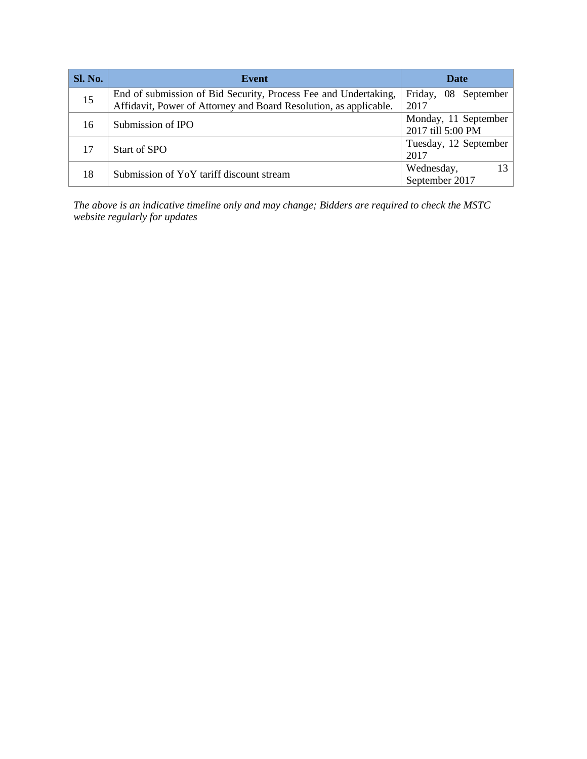| Sl. No. | Event | Date |
|---|---|---|
| 15 | End of submission of Bid Security, Process Fee and Undertaking, Affidavit, Power of Attorney and Board Resolution, as applicable. | Friday, 08 September 2017 |
| 16 | Submission of IPO | Monday, 11 September 2017 till 5:00 PM |
| 17 | Start of SPO | Tuesday, 12 September 2017 |
| 18 | Submission of YoY tariff discount stream | Wednesday, 13 September 2017 |

*The above is an indicative timeline only and may change; Bidders are required to check the MSTC website regularly for updates*